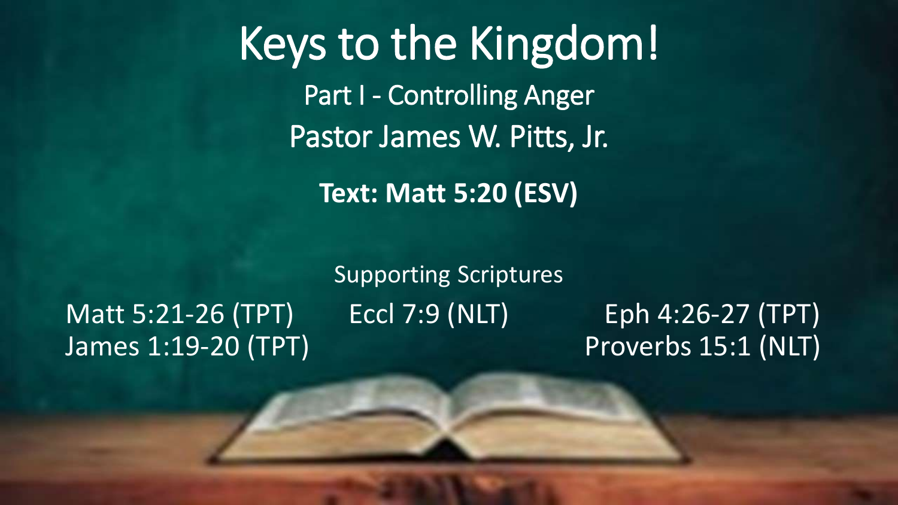# Keys to the Kingdom!

## Part I - Controlling Anger

## Pastor James W. Pitts, Jr.

**Text: Matt 5:20 (ESV)**

Supporting Scriptures

Matt 5:21-26 (TPT)

Eccl 7:9 (NLT)

Eph 4:26-27 (TPT)

James 1:19-20 (TPT)

Proverbs 15:1 (NLT)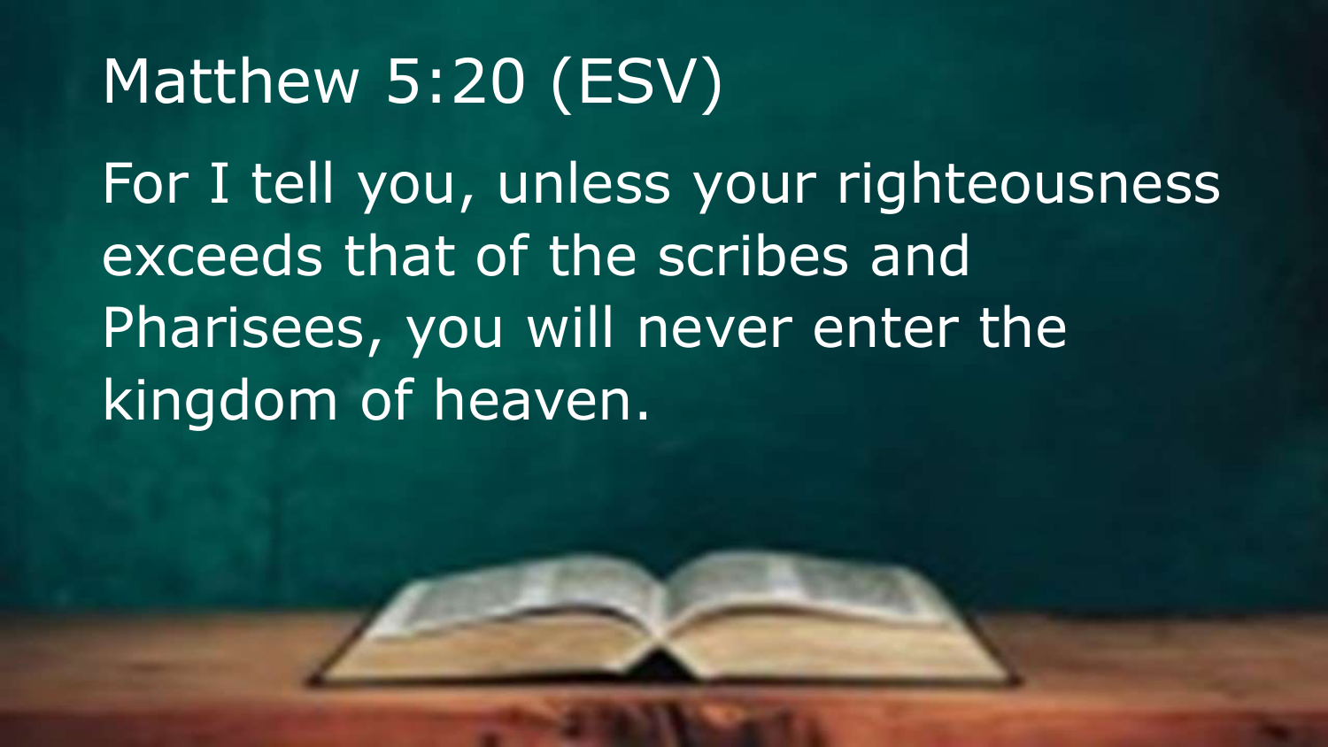# Matthew 5:20 (ESV)

For I tell you, unless your righteousness exceeds that of the scribes and Pharisees, you will never enter the kingdom of heaven.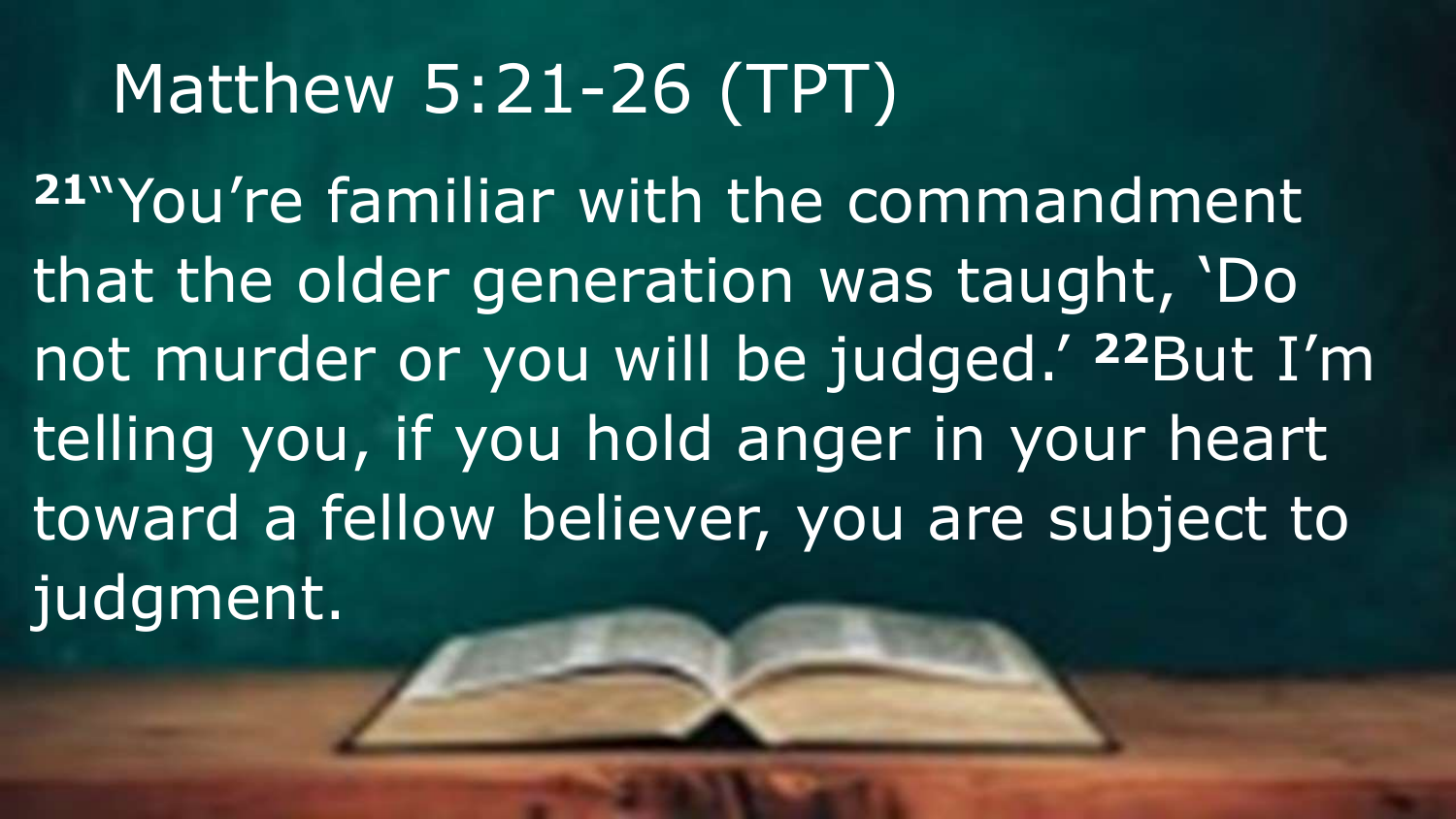# Matthew 5:21-26 (TPT)

[21]"You're familiar with the commandment that the older generation was taught, 'Do not murder or you will be judged.' [22]But I'm telling you, if you hold anger in your heart toward a fellow believer, you are subject to judgment.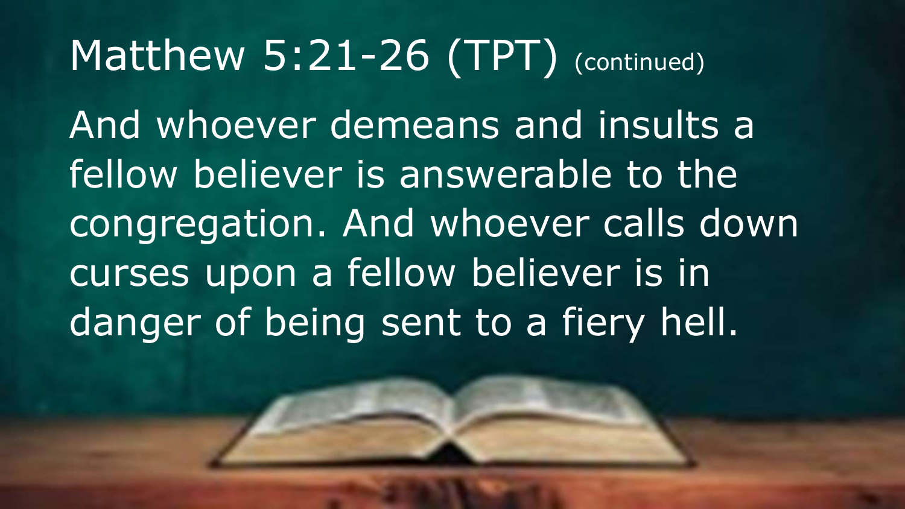# Matthew 5:21-26 (TPT) (continued)

And whoever demeans and insults a fellow believer is answerable to the congregation. And whoever calls down curses upon a fellow believer is in danger of being sent to a fiery hell.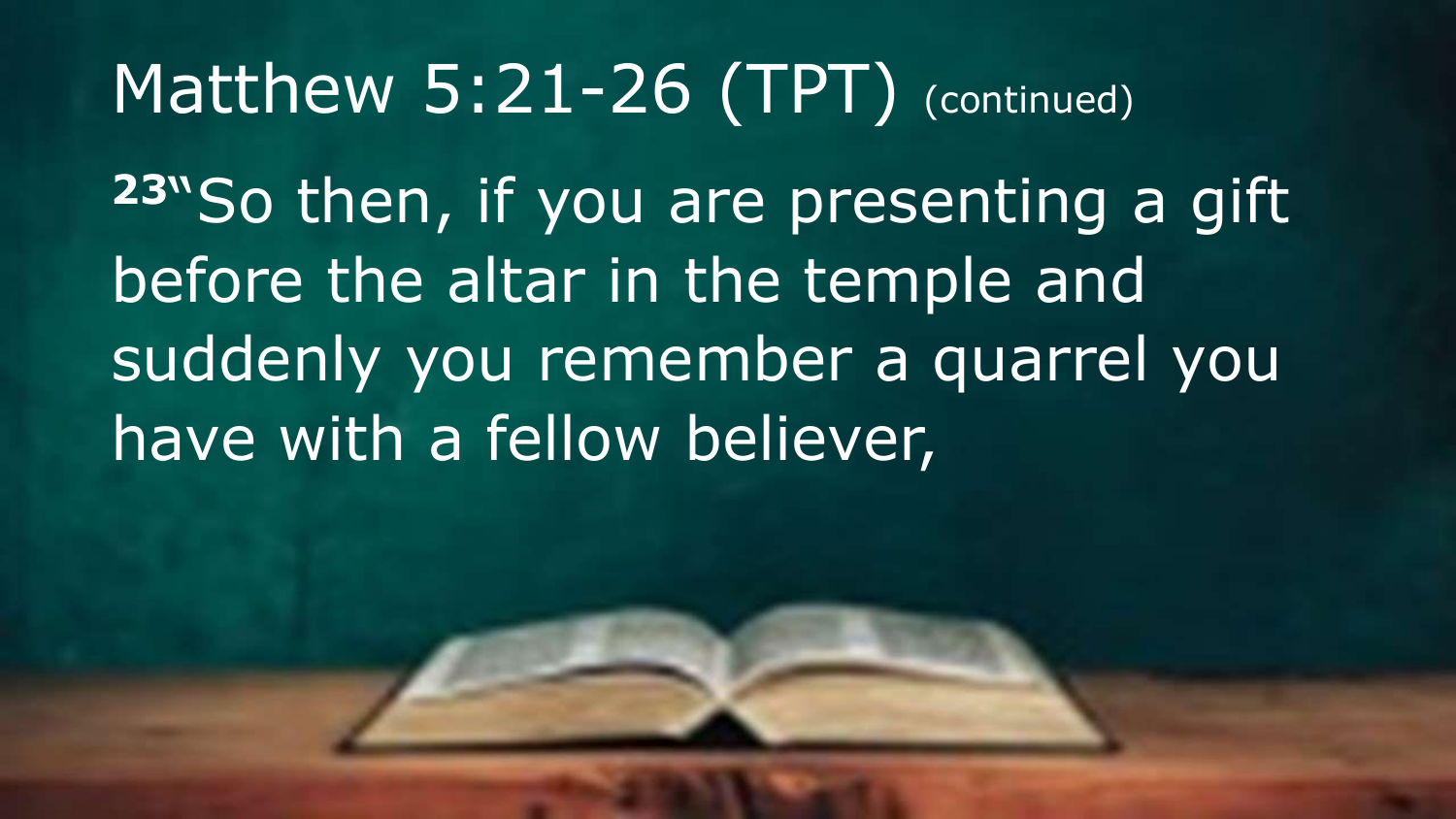# Matthew 5:21-26 (TPT) (continued)

[23]"So then, if you are presenting a gift before the altar in the temple and suddenly you remember a quarrel you have with a fellow believer,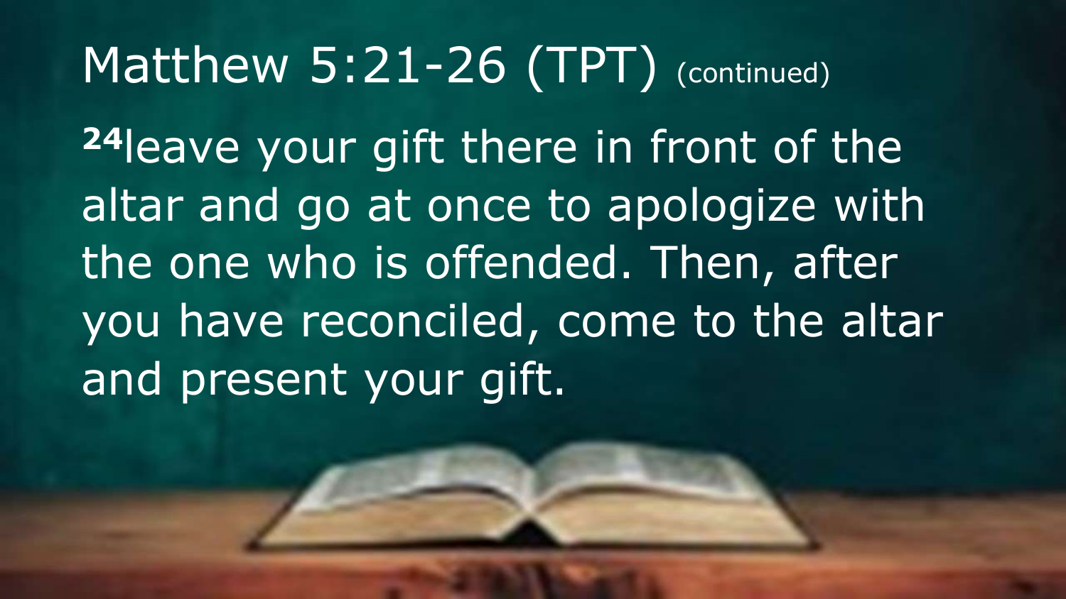# Matthew 5:21-26 (TPT) (continued)

[24]leave your gift there in front of the altar and go at once to apologize with the one who is offended. Then, after you have reconciled, come to the altar and present your gift.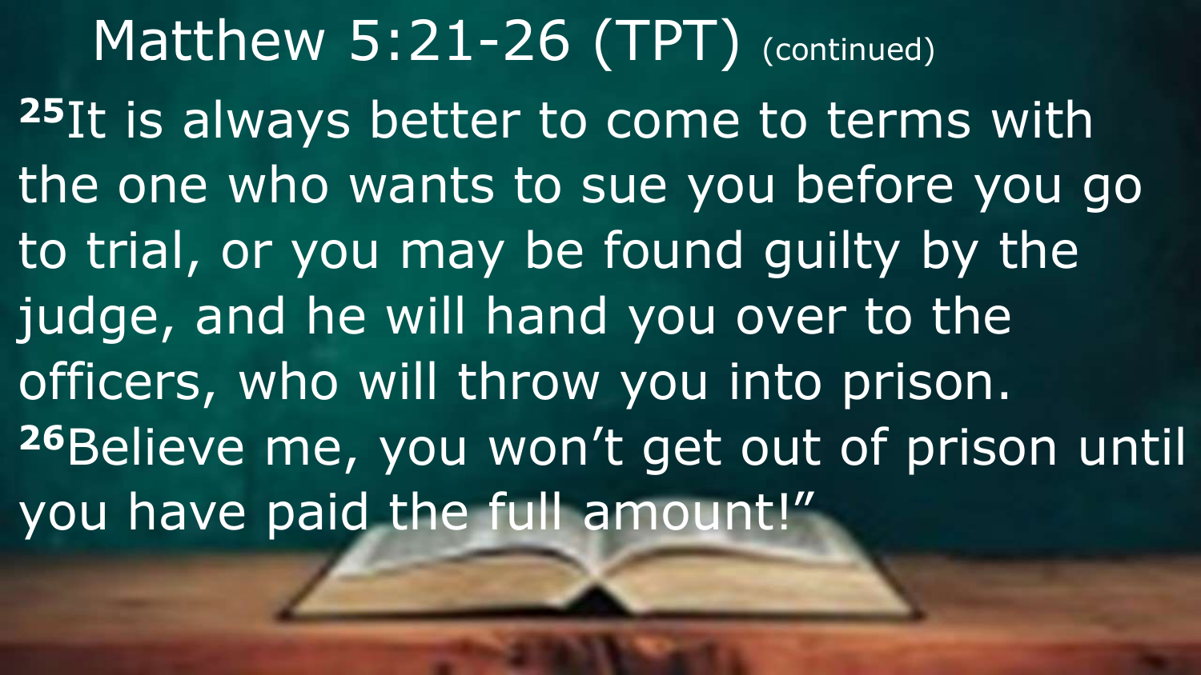# Matthew 5:21-26 (TPT) (continued)

[25]It is always better to come to terms with the one who wants to sue you before you go to trial, or you may be found guilty by the judge, and he will hand you over to the officers, who will throw you into prison. [26]Believe me, you won't get out of prison until you have paid the full amount!"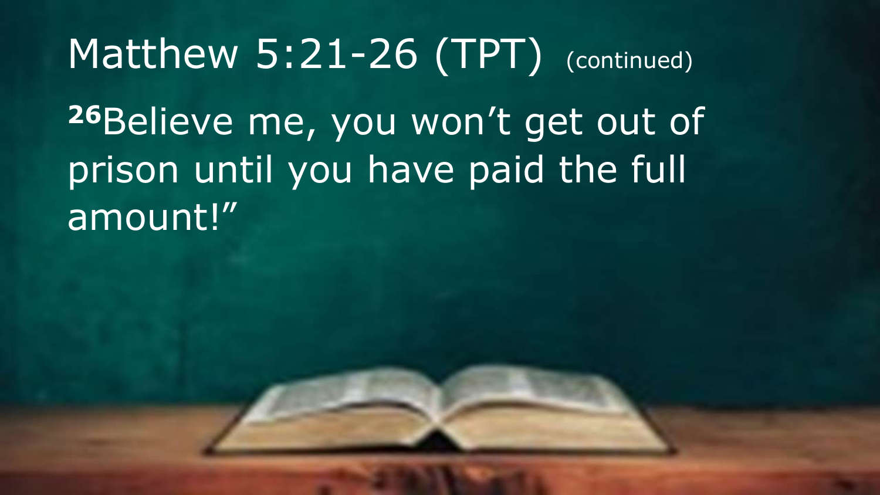# Matthew 5:21-26 (TPT) (continued)

[26]Believe me, you won’t get out of prison until you have paid the full amount!”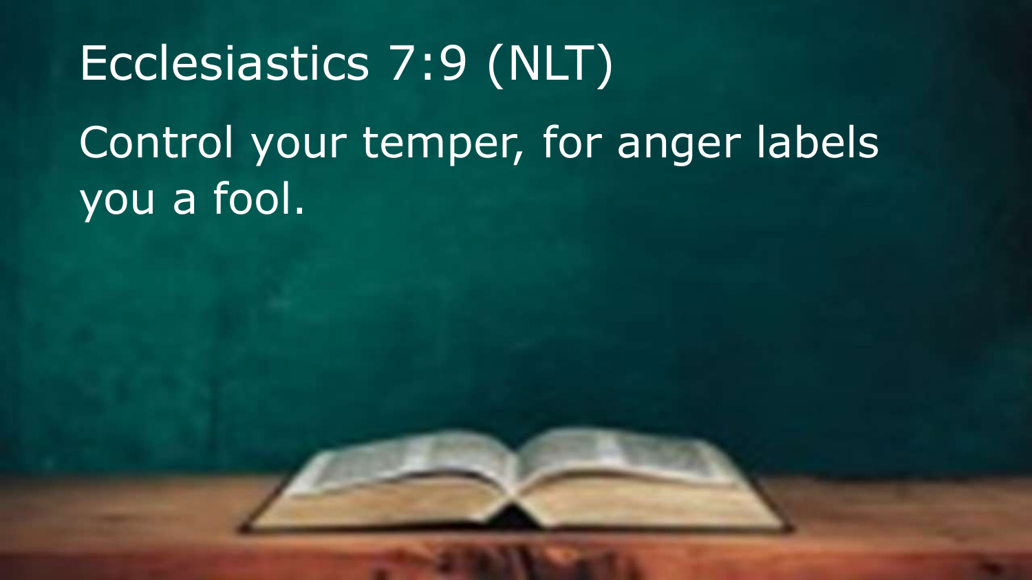# Ecclesiastics 7:9 (NLT)

Control your temper, for anger labels you a fool.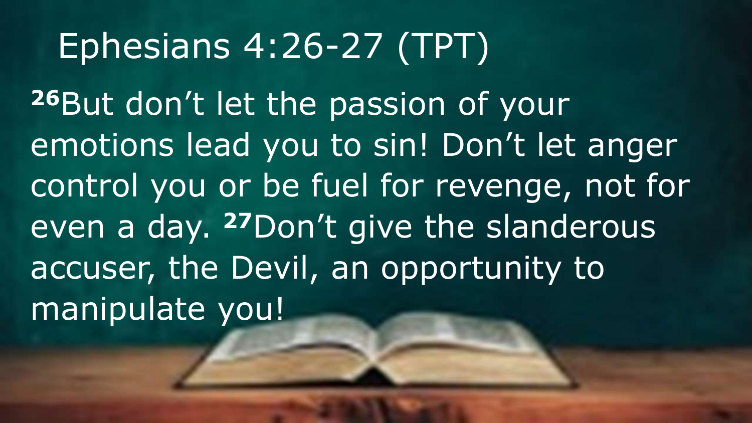# Ephesians 4:26-27 (TPT)

[26]But don't let the passion of your emotions lead you to sin! Don't let anger control you or be fuel for revenge, not for even a day. [27]Don't give the slanderous accuser, the Devil, an opportunity to manipulate you!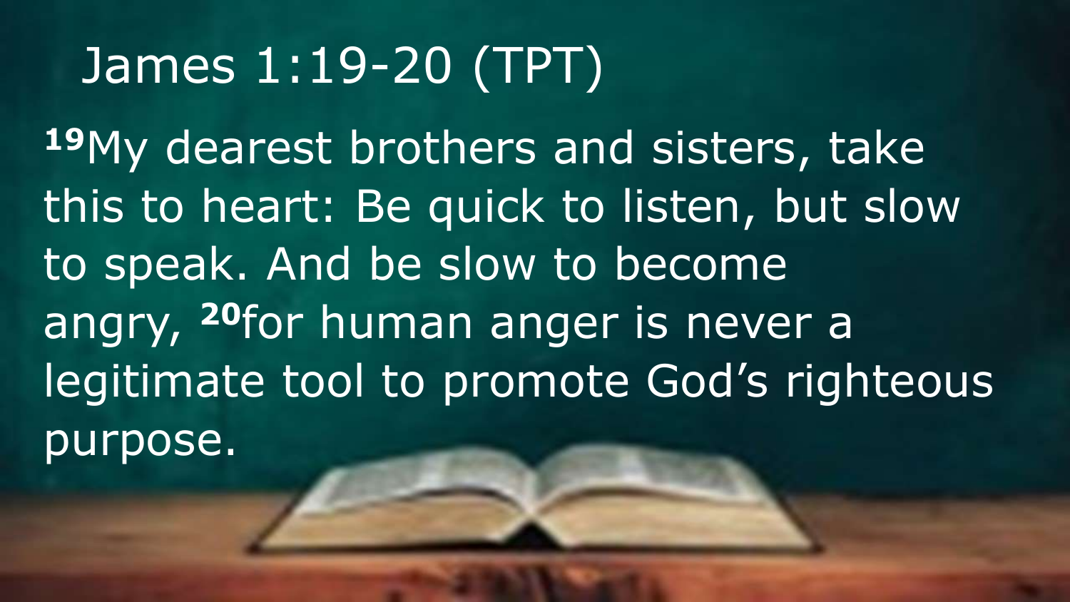# James 1:19-20 (TPT)

[19]My dearest brothers and sisters, take this to heart: Be quick to listen, but slow to speak. And be slow to become angry, [20]for human anger is never a legitimate tool to promote God's righteous purpose.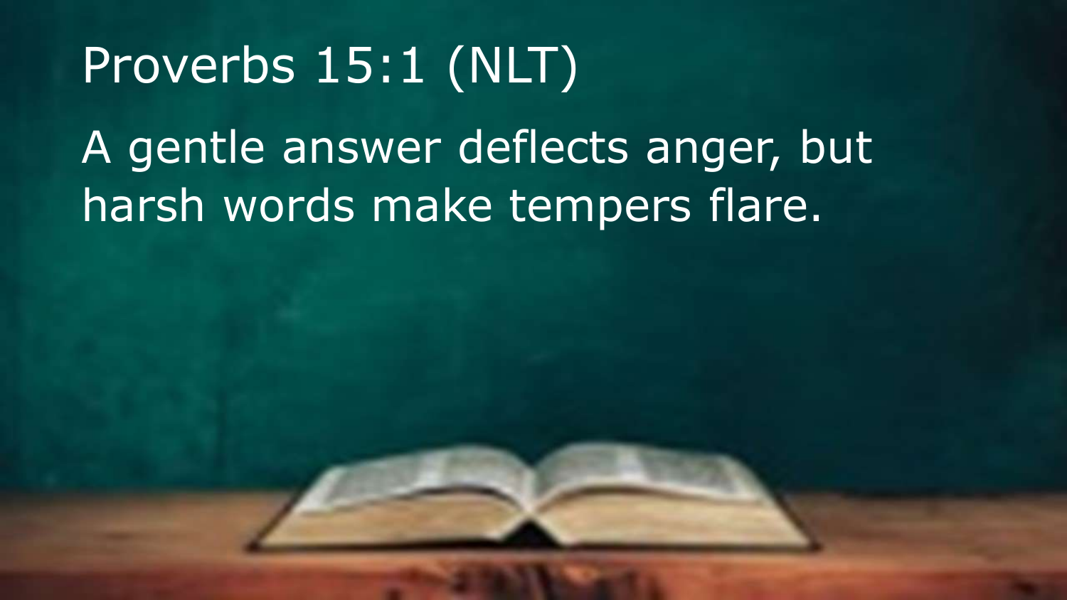# Proverbs 15:1 (NLT)

A gentle answer deflects anger, but harsh words make tempers flare.